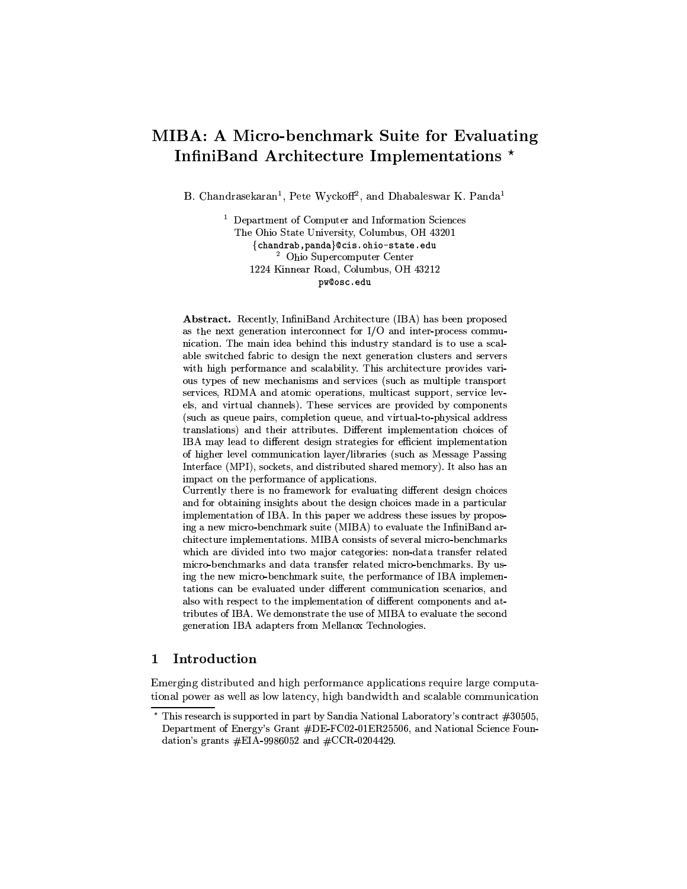# MIBA: A Micro-benchmark Suite for Evaluating InfiniBand Architecture Implementations *

B. Chandrasekaran[1], Pete Wyckoff[2], and Dhabaleswar K. Panda[1]

[1] Department of Computer and Information Sciences
The Ohio State University, Columbus, OH 43201
{chandrab,panda}@cis.ohio-state.edu
[2] Ohio Supercomputer Center
1224 Kinnear Road, Columbus, OH 43212
pw@osc.edu

**Abstract.** Recently, InfiniBand Architecture (IBA) has been proposed as the next generation interconnect for I/O and inter-process communication. The main idea behind this industry standard is to use a scalable switched fabric to design the next generation clusters and servers with high performance and scalability. This architecture provides various types of new mechanisms and services (such as multiple transport services, RDMA and atomic operations, multicast support, service levels, and virtual channels). These services are provided by components (such as queue pairs, completion queue, and virtual-to-physical address translations) and their attributes. Different implementation choices of IBA may lead to different design strategies for efficient implementation of higher level communication layer/libraries (such as Message Passing Interface (MPI), sockets, and distributed shared memory). It also has an impact on the performance of applications.
Currently there is no framework for evaluating different design choices and for obtaining insights about the design choices made in a particular implementation of IBA. In this paper we address these issues by proposing a new micro-benchmark suite (MIBA) to evaluate the InfiniBand architecture implementations. MIBA consists of several micro-benchmarks which are divided into two major categories: non-data transfer related micro-benchmarks and data transfer related micro-benchmarks. By using the new micro-benchmark suite, the performance of IBA implementations can be evaluated under different communication scenarios, and also with respect to the implementation of different components and attributes of IBA. We demonstrate the use of MIBA to evaluate the second generation IBA adapters from Mellanox Technologies.

## 1 Introduction

Emerging distributed and high performance applications require large computational power as well as low latency, high bandwidth and scalable communication

* This research is supported in part by Sandia National Laboratory's contract #30505, Department of Energy's Grant #DE-FC02-01ER25506, and National Science Foundation's grants #EIA-9986052 and #CCR-0204429.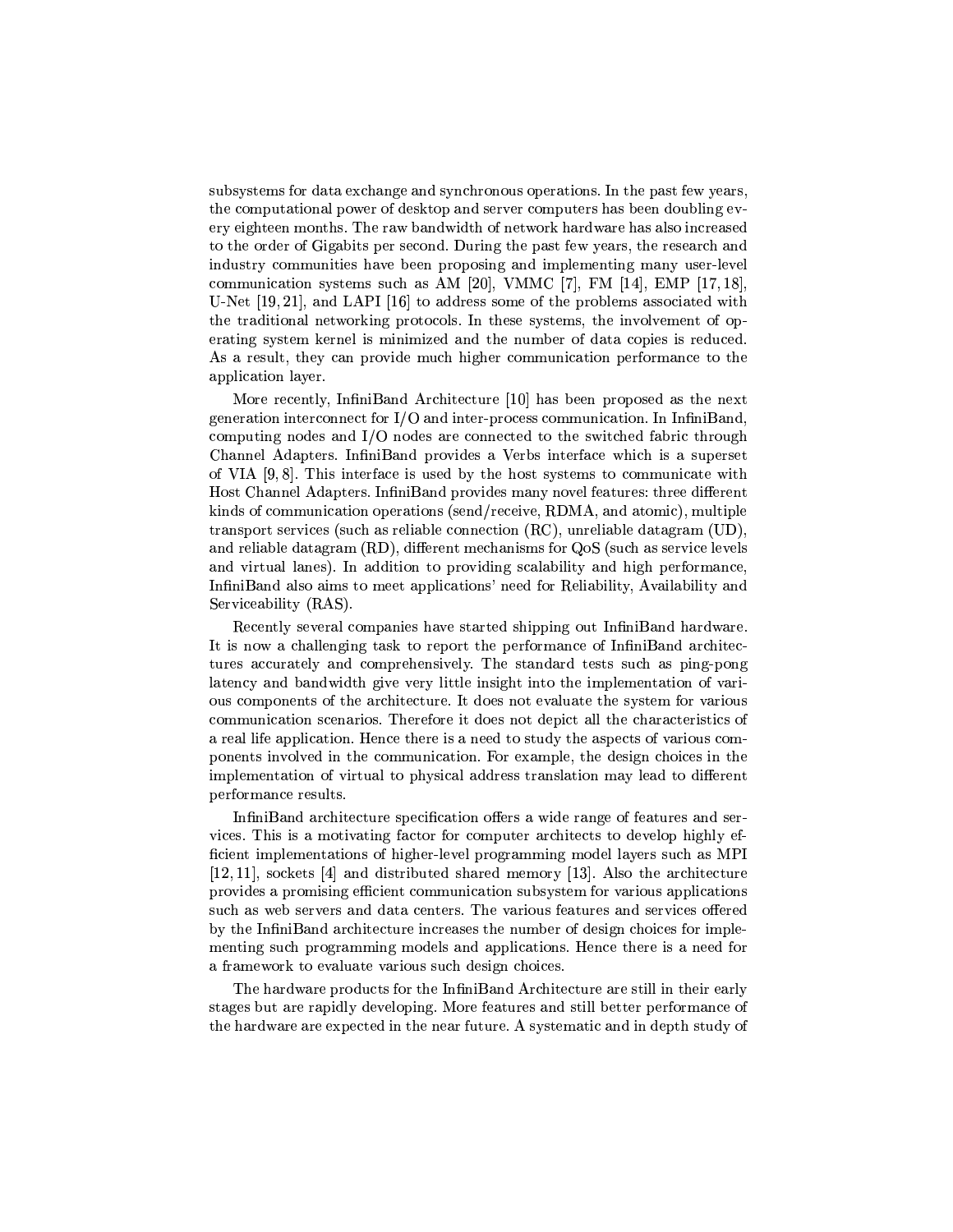subsystems for data exchange and synchronous operations. In the past few years, the computational power of desktop and server computers has been doubling every eighteen months. The raw bandwidth of network hardware has also increased to the order of Gigabits per second. During the past few years, the research and industry communities have been proposing and implementing many user-level communication systems such as AM [20], VMMC [7], FM [14], EMP [17, 18], U-Net [19, 21], and LAPI [16] to address some of the problems associated with the traditional networking protocols. In these systems, the involvement of operating system kernel is minimized and the number of data copies is reduced. As a result, they can provide much higher communication performance to the application layer.

More recently, InfiniBand Architecture [10] has been proposed as the next generation interconnect for I/O and inter-process communication. In InfiniBand, computing nodes and I/O nodes are connected to the switched fabric through Channel Adapters. InfiniBand provides a Verbs interface which is a superset of VIA [9, 8]. This interface is used by the host systems to communicate with Host Channel Adapters. InfiniBand provides many novel features: three different kinds of communication operations (send/receive, RDMA, and atomic), multiple transport services (such as reliable connection (RC), unreliable datagram (UD), and reliable datagram (RD), different mechanisms for QoS (such as service levels and virtual lanes). In addition to providing scalability and high performance, InfiniBand also aims to meet applications' need for Reliability, Availability and Serviceability (RAS).

Recently several companies have started shipping out InfiniBand hardware. It is now a challenging task to report the performance of InfiniBand architectures accurately and comprehensively. The standard tests such as ping-pong latency and bandwidth give very little insight into the implementation of various components of the architecture. It does not evaluate the system for various communication scenarios. Therefore it does not depict all the characteristics of a real life application. Hence there is a need to study the aspects of various components involved in the communication. For example, the design choices in the implementation of virtual to physical address translation may lead to different performance results.

InfiniBand architecture specification offers a wide range of features and services. This is a motivating factor for computer architects to develop highly efficient implementations of higher-level programming model layers such as MPI [12, 11], sockets [4] and distributed shared memory [13]. Also the architecture provides a promising efficient communication subsystem for various applications such as web servers and data centers. The various features and services offered by the InfiniBand architecture increases the number of design choices for implementing such programming models and applications. Hence there is a need for a framework to evaluate various such design choices.

The hardware products for the InfiniBand Architecture are still in their early stages but are rapidly developing. More features and still better performance of the hardware are expected in the near future. A systematic and in depth study of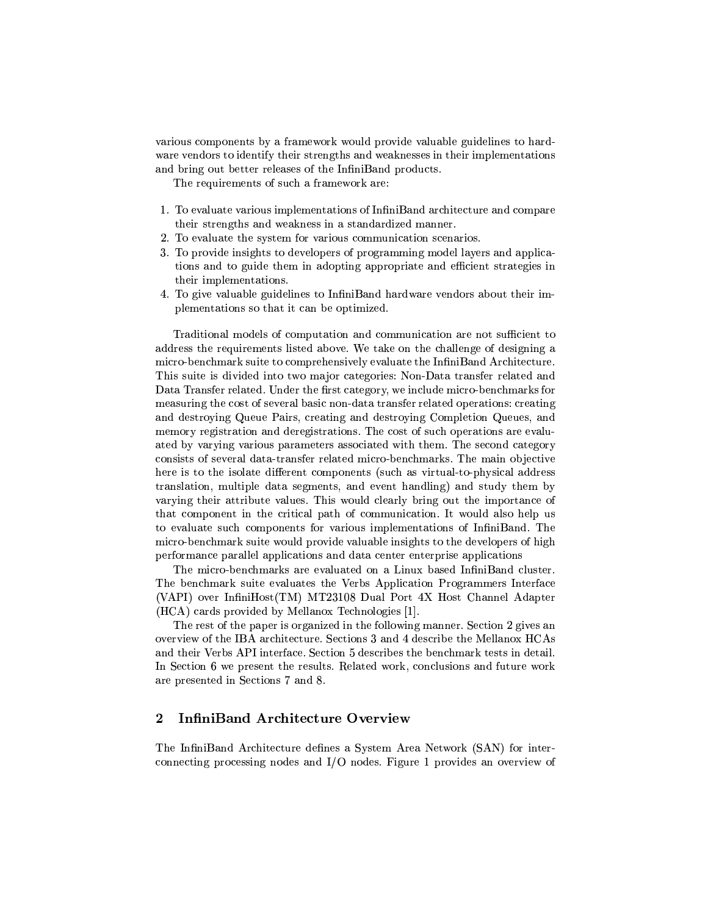various components by a framework would provide valuable guidelines to hardware vendors to identify their strengths and weaknesses in their implementations and bring out better releases of the InfiniBand products.

The requirements of such a framework are:

1. To evaluate various implementations of InfiniBand architecture and compare their strengths and weakness in a standardized manner.
2. To evaluate the system for various communication scenarios.
3. To provide insights to developers of programming model layers and applications and to guide them in adopting appropriate and efficient strategies in their implementations.
4. To give valuable guidelines to InfiniBand hardware vendors about their implementations so that it can be optimized.

Traditional models of computation and communication are not sufficient to address the requirements listed above. We take on the challenge of designing a micro-benchmark suite to comprehensively evaluate the InfiniBand Architecture. This suite is divided into two major categories: Non-Data transfer related and Data Transfer related. Under the first category, we include micro-benchmarks for measuring the cost of several basic non-data transfer related operations: creating and destroying Queue Pairs, creating and destroying Completion Queues, and memory registration and deregistrations. The cost of such operations are evaluated by varying various parameters associated with them. The second category consists of several data-transfer related micro-benchmarks. The main objective here is to the isolate different components (such as virtual-to-physical address translation, multiple data segments, and event handling) and study them by varying their attribute values. This would clearly bring out the importance of that component in the critical path of communication. It would also help us to evaluate such components for various implementations of InfiniBand. The micro-benchmark suite would provide valuable insights to the developers of high performance parallel applications and data center enterprise applications

The micro-benchmarks are evaluated on a Linux based InfiniBand cluster. The benchmark suite evaluates the Verbs Application Programmers Interface (VAPI) over InfiniHost(TM) MT23108 Dual Port 4X Host Channel Adapter (HCA) cards provided by Mellanox Technologies [1].

The rest of the paper is organized in the following manner. Section 2 gives an overview of the IBA architecture. Sections 3 and 4 describe the Mellanox HCAs and their Verbs API interface. Section 5 describes the benchmark tests in detail. In Section 6 we present the results. Related work, conclusions and future work are presented in Sections 7 and 8.

## 2 InfiniBand Architecture Overview

The InfiniBand Architecture defines a System Area Network (SAN) for interconnecting processing nodes and I/O nodes. Figure 1 provides an overview of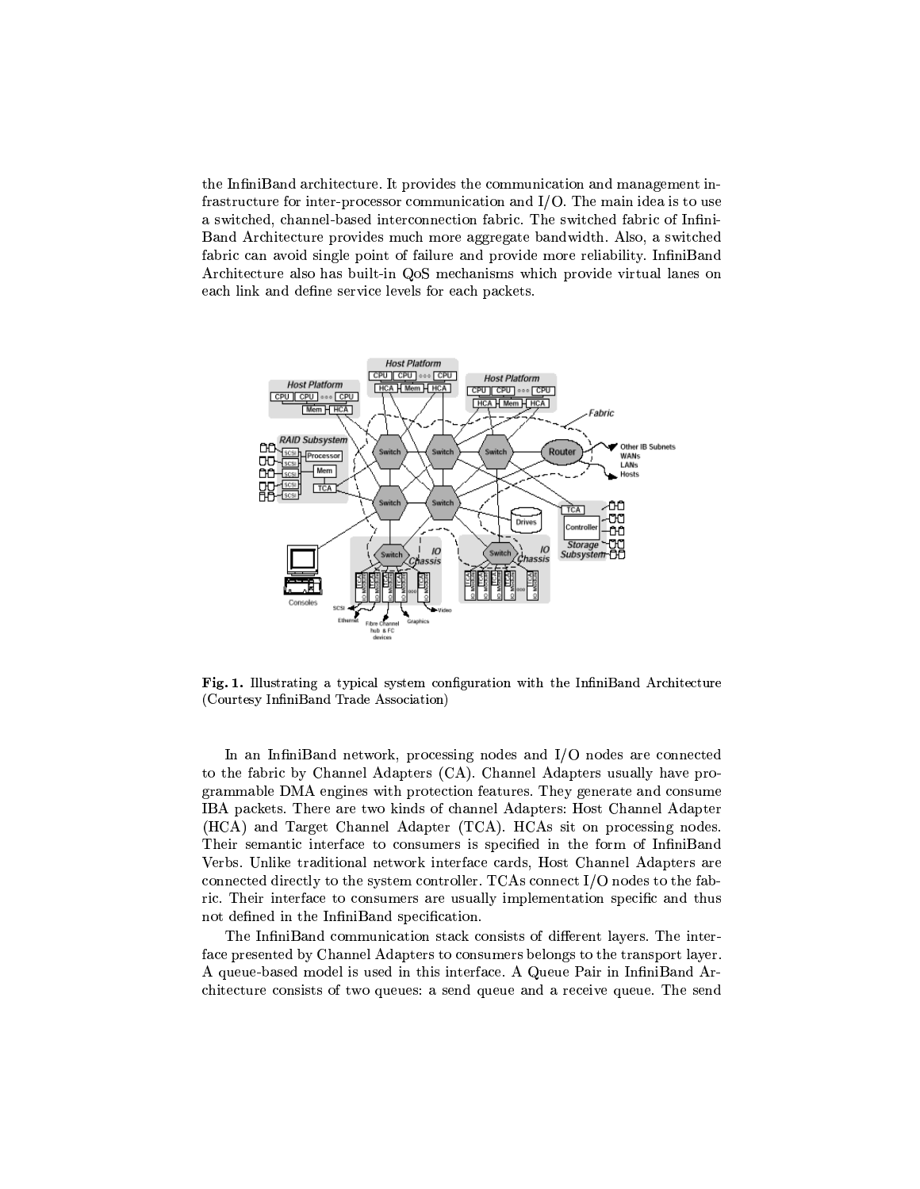the InfiniBand architecture. It provides the communication and management infrastructure for inter-processor communication and I/O. The main idea is to use a switched, channel-based interconnection fabric. The switched fabric of InfiniBand Architecture provides much more aggregate bandwidth. Also, a switched fabric can avoid single point of failure and provide more reliability. InfiniBand Architecture also has built-in QoS mechanisms which provide virtual lanes on each link and define service levels for each packets.

**Fig. 1.** Illustrating a typical system configuration with the InfiniBand Architecture (Courtesy InfiniBand Trade Association)

In an InfiniBand network, processing nodes and I/O nodes are connected to the fabric by Channel Adapters (CA). Channel Adapters usually have programmable DMA engines with protection features. They generate and consume IBA packets. There are two kinds of channel Adapters: Host Channel Adapter (HCA) and Target Channel Adapter (TCA). HCAs sit on processing nodes. Their semantic interface to consumers is specified in the form of InfiniBand Verbs. Unlike traditional network interface cards, Host Channel Adapters are connected directly to the system controller. TCAs connect I/O nodes to the fabric. Their interface to consumers are usually implementation specific and thus not defined in the InfiniBand specification.

The InfiniBand communication stack consists of different layers. The interface presented by Channel Adapters to consumers belongs to the transport layer. A queue-based model is used in this interface. A Queue Pair in InfiniBand Architecture consists of two queues: a send queue and a receive queue. The send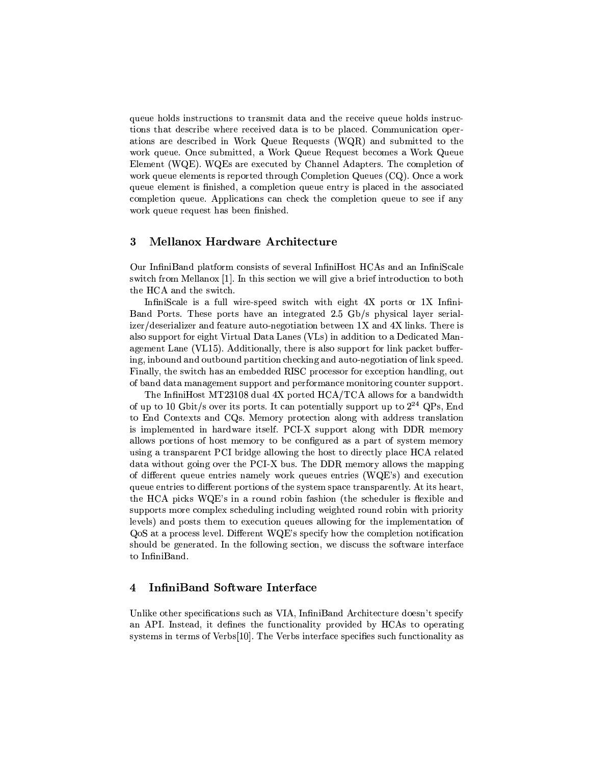queue holds instructions to transmit data and the receive queue holds instructions that describe where received data is to be placed. Communication operations are described in Work Queue Requests (WQR) and submitted to the work queue. Once submitted, a Work Queue Request becomes a Work Queue Element (WQE). WQEs are executed by Channel Adapters. The completion of work queue elements is reported through Completion Queues (CQ). Once a work queue element is finished, a completion queue entry is placed in the associated completion queue. Applications can check the completion queue to see if any work queue request has been finished.

## 3 Mellanox Hardware Architecture

Our InfiniBand platform consists of several InfiniHost HCAs and an InfiniScale switch from Mellanox [1]. In this section we will give a brief introduction to both the HCA and the switch.

InfiniScale is a full wire-speed switch with eight 4X ports or 1X InfiniBand Ports. These ports have an integrated 2.5 Gb/s physical layer serializer/deserializer and feature auto-negotiation between 1X and 4X links. There is also support for eight Virtual Data Lanes (VLs) in addition to a Dedicated Management Lane (VL15). Additionally, there is also support for link packet buffering, inbound and outbound partition checking and auto-negotiation of link speed. Finally, the switch has an embedded RISC processor for exception handling, out of band data management support and performance monitoring counter support.

The InfiniHost MT23108 dual 4X ported HCA/TCA allows for a bandwidth of up to 10 Gbit/s over its ports. It can potentially support up to $2^{24}$ QPs, End to End Contexts and CQs. Memory protection along with address translation is implemented in hardware itself. PCI-X support along with DDR memory allows portions of host memory to be configured as a part of system memory using a transparent PCI bridge allowing the host to directly place HCA related data without going over the PCI-X bus. The DDR memory allows the mapping of different queue entries namely work queues entries (WQE's) and execution queue entries to different portions of the system space transparently. At its heart, the HCA picks WQE's in a round robin fashion (the scheduler is flexible and supports more complex scheduling including weighted round robin with priority levels) and posts them to execution queues allowing for the implementation of QoS at a process level. Different WQE's specify how the completion notification should be generated. In the following section, we discuss the software interface to InfiniBand.

## 4 InfiniBand Software Interface

Unlike other specifications such as VIA, InfiniBand Architecture doesn't specify an API. Instead, it defines the functionality provided by HCAs to operating systems in terms of Verbs[10]. The Verbs interface specifies such functionality as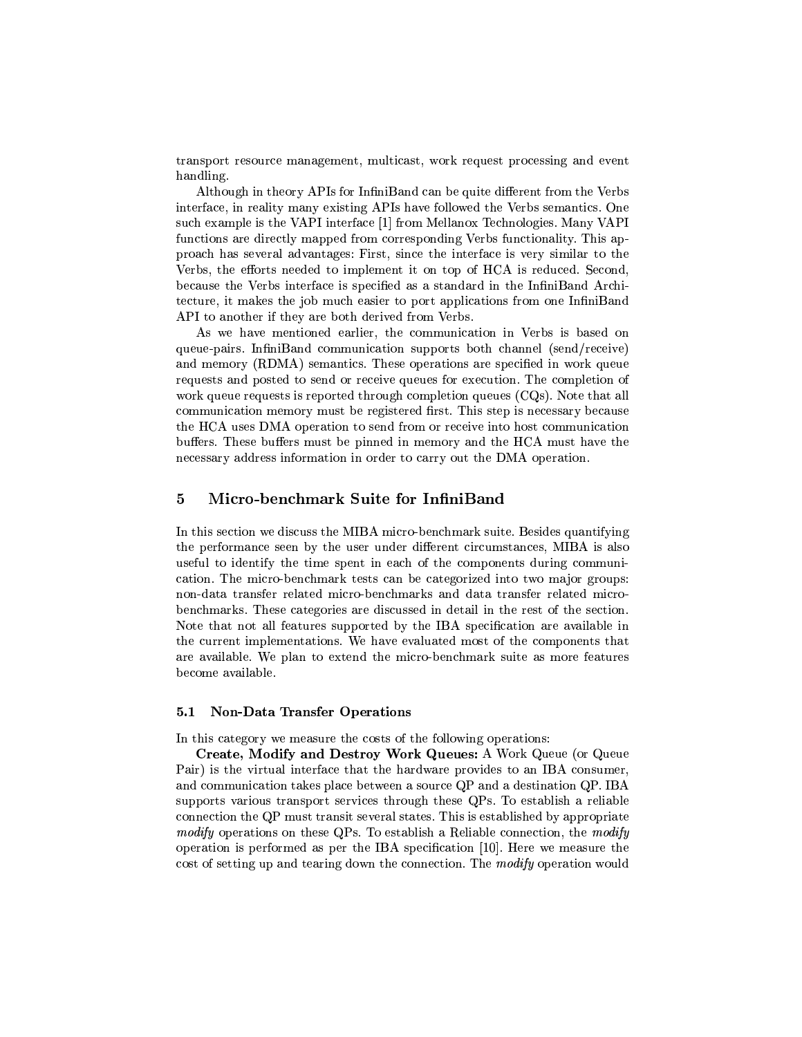transport resource management, multicast, work request processing and event handling.

Although in theory APIs for InfiniBand can be quite different from the Verbs interface, in reality many existing APIs have followed the Verbs semantics. One such example is the VAPI interface [1] from Mellanox Technologies. Many VAPI functions are directly mapped from corresponding Verbs functionality. This approach has several advantages: First, since the interface is very similar to the Verbs, the efforts needed to implement it on top of HCA is reduced. Second, because the Verbs interface is specified as a standard in the InfiniBand Architecture, it makes the job much easier to port applications from one InfiniBand API to another if they are both derived from Verbs.

As we have mentioned earlier, the communication in Verbs is based on queue-pairs. InfiniBand communication supports both channel (send/receive) and memory (RDMA) semantics. These operations are specified in work queue requests and posted to send or receive queues for execution. The completion of work queue requests is reported through completion queues (CQs). Note that all communication memory must be registered first. This step is necessary because the HCA uses DMA operation to send from or receive into host communication buffers. These buffers must be pinned in memory and the HCA must have the necessary address information in order to carry out the DMA operation.

## 5 Micro-benchmark Suite for InfiniBand

In this section we discuss the MIBA micro-benchmark suite. Besides quantifying the performance seen by the user under different circumstances, MIBA is also useful to identify the time spent in each of the components during communication. The micro-benchmark tests can be categorized into two major groups: non-data transfer related micro-benchmarks and data transfer related micro-benchmarks. These categories are discussed in detail in the rest of the section. Note that not all features supported by the IBA specification are available in the current implementations. We have evaluated most of the components that are available. We plan to extend the micro-benchmark suite as more features become available.

### 5.1 Non-Data Transfer Operations

In this category we measure the costs of the following operations:

**Create, Modify and Destroy Work Queues:** A Work Queue (or Queue Pair) is the virtual interface that the hardware provides to an IBA consumer, and communication takes place between a source QP and a destination QP. IBA supports various transport services through these QPs. To establish a reliable connection the QP must transit several states. This is established by appropriate *modify* operations on these QPs. To establish a Reliable connection, the *modify* operation is performed as per the IBA specification [10]. Here we measure the cost of setting up and tearing down the connection. The *modify* operation would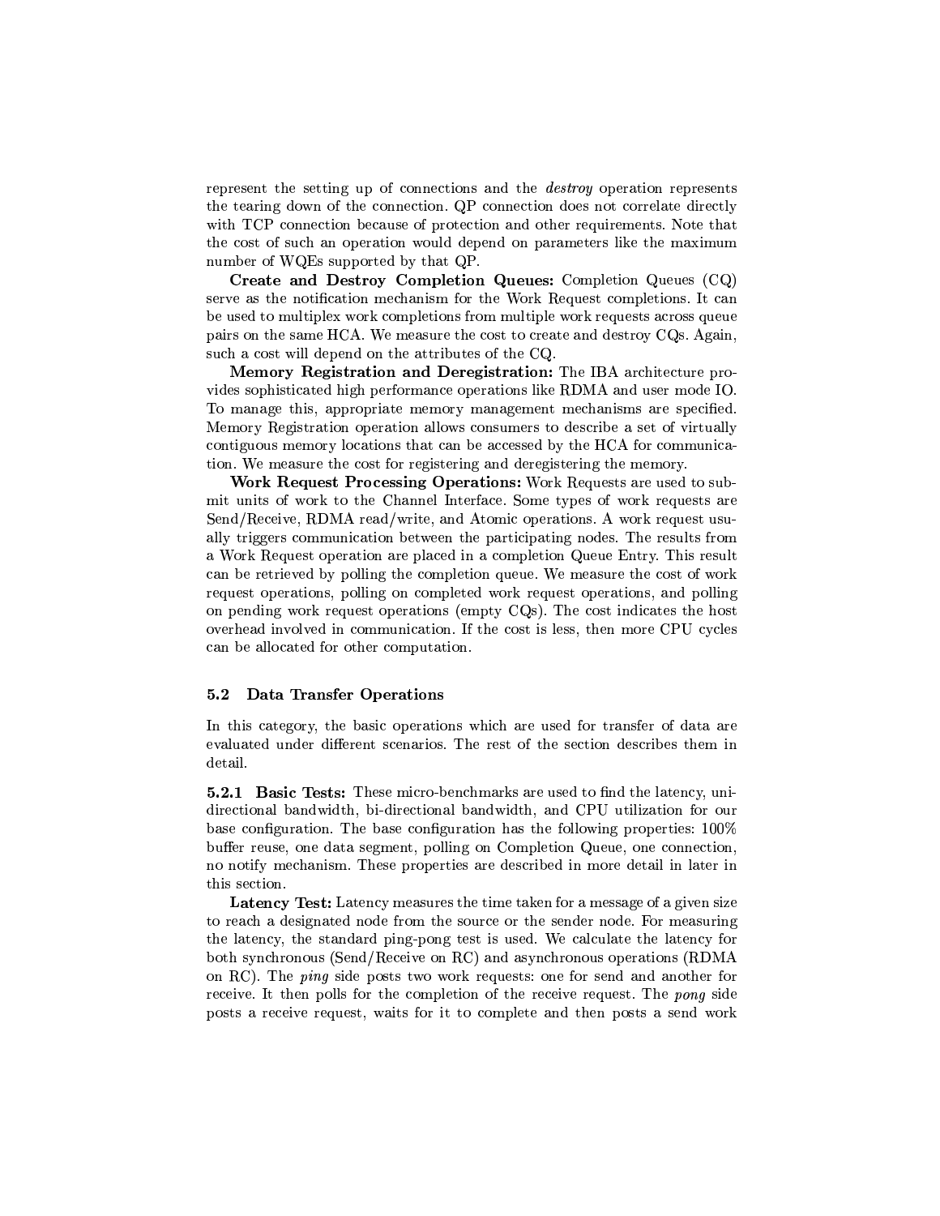represent the setting up of connections and the *destroy* operation represents the tearing down of the connection. QP connection does not correlate directly with TCP connection because of protection and other requirements. Note that the cost of such an operation would depend on parameters like the maximum number of WQEs supported by that QP.

**Create and Destroy Completion Queues:** Completion Queues (CQ) serve as the notification mechanism for the Work Request completions. It can be used to multiplex work completions from multiple work requests across queue pairs on the same HCA. We measure the cost to create and destroy CQs. Again, such a cost will depend on the attributes of the CQ.

**Memory Registration and Deregistration:** The IBA architecture provides sophisticated high performance operations like RDMA and user mode IO. To manage this, appropriate memory management mechanisms are specified. Memory Registration operation allows consumers to describe a set of virtually contiguous memory locations that can be accessed by the HCA for communication. We measure the cost for registering and deregistering the memory.

**Work Request Processing Operations:** Work Requests are used to submit units of work to the Channel Interface. Some types of work requests are Send/Receive, RDMA read/write, and Atomic operations. A work request usually triggers communication between the participating nodes. The results from a Work Request operation are placed in a completion Queue Entry. This result can be retrieved by polling the completion queue. We measure the cost of work request operations, polling on completed work request operations, and polling on pending work request operations (empty CQs). The cost indicates the host overhead involved in communication. If the cost is less, then more CPU cycles can be allocated for other computation.

### 5.2 Data Transfer Operations

In this category, the basic operations which are used for transfer of data are evaluated under different scenarios. The rest of the section describes them in detail.

**5.2.1 Basic Tests:** These micro-benchmarks are used to find the latency, uni-directional bandwidth, bi-directional bandwidth, and CPU utilization for our base configuration. The base configuration has the following properties: 100% buffer reuse, one data segment, polling on Completion Queue, one connection, no notify mechanism. These properties are described in more detail in later in this section.

**Latency Test:** Latency measures the time taken for a message of a given size to reach a designated node from the source or the sender node. For measuring the latency, the standard ping-pong test is used. We calculate the latency for both synchronous (Send/Receive on RC) and asynchronous operations (RDMA on RC). The *ping* side posts two work requests: one for send and another for receive. It then polls for the completion of the receive request. The *pong* side posts a receive request, waits for it to complete and then posts a send work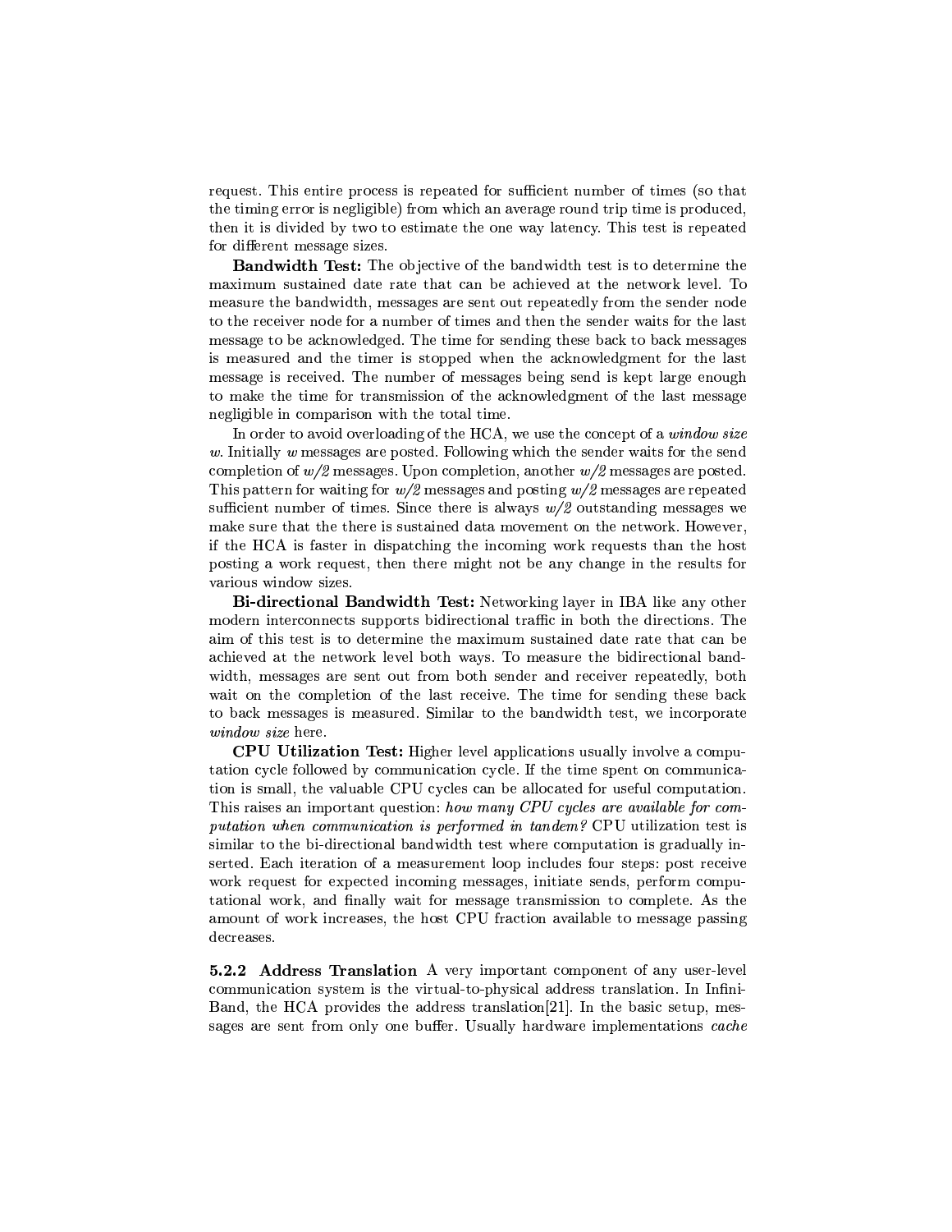request. This entire process is repeated for sufficient number of times (so that the timing error is negligible) from which an average round trip time is produced, then it is divided by two to estimate the one way latency. This test is repeated for different message sizes.

**Bandwidth Test:** The objective of the bandwidth test is to determine the maximum sustained date rate that can be achieved at the network level. To measure the bandwidth, messages are sent out repeatedly from the sender node to the receiver node for a number of times and then the sender waits for the last message to be acknowledged. The time for sending these back to back messages is measured and the timer is stopped when the acknowledgment for the last message is received. The number of messages being send is kept large enough to make the time for transmission of the acknowledgment of the last message negligible in comparison with the total time.

In order to avoid overloading of the HCA, we use the concept of a *window size* $w$. Initially $w$ messages are posted. Following which the sender waits for the send completion of $w/2$ messages. Upon completion, another $w/2$ messages are posted. This pattern for waiting for $w/2$ messages and posting $w/2$ messages are repeated sufficient number of times. Since there is always $w/2$ outstanding messages we make sure that the there is sustained data movement on the network. However, if the HCA is faster in dispatching the incoming work requests than the host posting a work request, then there might not be any change in the results for various window sizes.

**Bi-directional Bandwidth Test:** Networking layer in IBA like any other modern interconnects supports bidirectional traffic in both the directions. The aim of this test is to determine the maximum sustained date rate that can be achieved at the network level both ways. To measure the bidirectional bandwidth, messages are sent out from both sender and receiver repeatedly, both wait on the completion of the last receive. The time for sending these back to back messages is measured. Similar to the bandwidth test, we incorporate *window size* here.

**CPU Utilization Test:** Higher level applications usually involve a computation cycle followed by communication cycle. If the time spent on communication is small, the valuable CPU cycles can be allocated for useful computation. This raises an important question: *how many CPU cycles are available for computation when communication is performed in tandem?* CPU utilization test is similar to the bi-directional bandwidth test where computation is gradually inserted. Each iteration of a measurement loop includes four steps: post receive work request for expected incoming messages, initiate sends, perform computational work, and finally wait for message transmission to complete. As the amount of work increases, the host CPU fraction available to message passing decreases.

**5.2.2 Address Translation** A very important component of any user-level communication system is the virtual-to-physical address translation. In InfiniBand, the HCA provides the address translation[21]. In the basic setup, messages are sent from only one buffer. Usually hardware implementations *cache*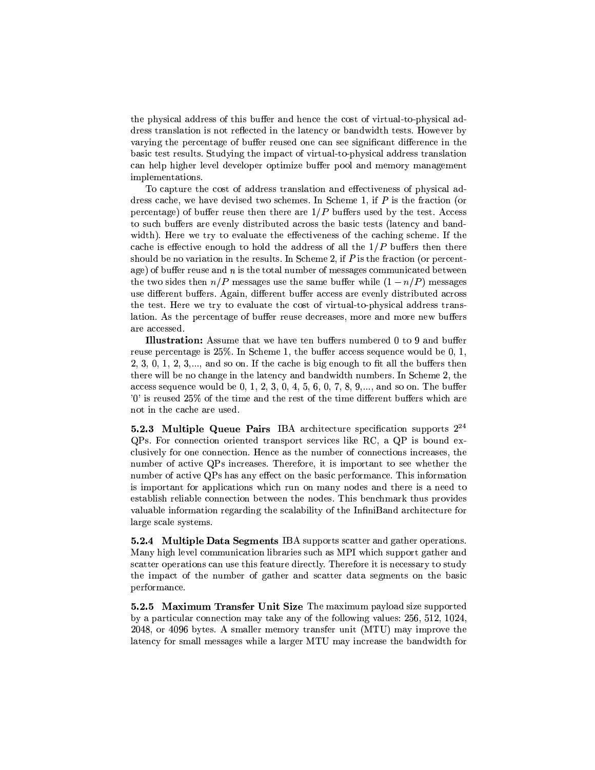the physical address of this buffer and hence the cost of virtual-to-physical address translation is not reflected in the latency or bandwidth tests. However by varying the percentage of buffer reused one can see significant difference in the basic test results. Studying the impact of virtual-to-physical address translation can help higher level developer optimize buffer pool and memory management implementations.

To capture the cost of address translation and effectiveness of physical address cache, we have devised two schemes. In Scheme 1, if $P$ is the fraction (or percentage) of buffer reuse then there are $1/P$ buffers used by the test. Access to such buffers are evenly distributed across the basic tests (latency and bandwidth). Here we try to evaluate the effectiveness of the caching scheme. If the cache is effective enough to hold the address of all the $1/P$ buffers then there should be no variation in the results. In Scheme 2, if $P$ is the fraction (or percentage) of buffer reuse and $n$ is the total number of messages communicated between the two sides then $n/P$ messages use the same buffer while $(1 - n/P)$ messages use different buffers. Again, different buffer access are evenly distributed across the test. Here we try to evaluate the cost of virtual-to-physical address translation. As the percentage of buffer reuse decreases, more and more new buffers are accessed.

**Illustration:** Assume that we have ten buffers numbered 0 to 9 and buffer reuse percentage is 25%. In Scheme 1, the buffer access sequence would be 0, 1, 2, 3, 0, 1, 2, 3,..., and so on. If the cache is big enough to fit all the buffers then there will be no change in the latency and bandwidth numbers. In Scheme 2, the access sequence would be 0, 1, 2, 3, 0, 4, 5, 6, 0, 7, 8, 9,..., and so on. The buffer '0' is reused 25% of the time and the rest of the time different buffers which are not in the cache are used.

**5.2.3 Multiple Queue Pairs** IBA architecture specification supports $2^{24}$ QPs. For connection oriented transport services like RC, a QP is bound exclusively for one connection. Hence as the number of connections increases, the number of active QPs increases. Therefore, it is important to see whether the number of active QPs has any effect on the basic performance. This information is important for applications which run on many nodes and there is a need to establish reliable connection between the nodes. This benchmark thus provides valuable information regarding the scalability of the InfiniBand architecture for large scale systems.

**5.2.4 Multiple Data Segments** IBA supports scatter and gather operations. Many high level communication libraries such as MPI which support gather and scatter operations can use this feature directly. Therefore it is necessary to study the impact of the number of gather and scatter data segments on the basic performance.

**5.2.5 Maximum Transfer Unit Size** The maximum payload size supported by a particular connection may take any of the following values: 256, 512, 1024, 2048, or 4096 bytes. A smaller memory transfer unit (MTU) may improve the latency for small messages while a larger MTU may increase the bandwidth for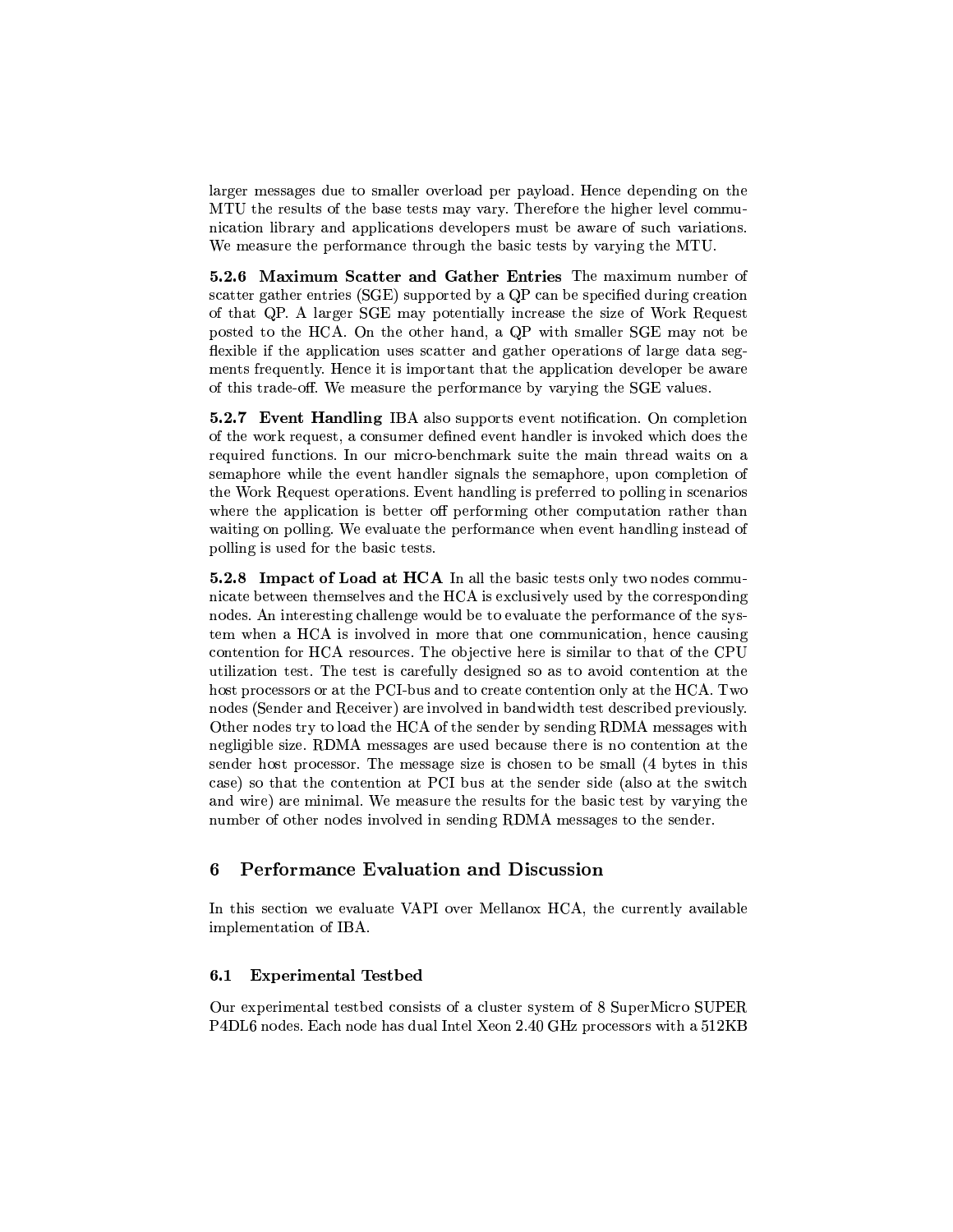larger messages due to smaller overload per payload. Hence depending on the MTU the results of the base tests may vary. Therefore the higher level communication library and applications developers must be aware of such variations. We measure the performance through the basic tests by varying the MTU.

**5.2.6 Maximum Scatter and Gather Entries** The maximum number of scatter gather entries (SGE) supported by a QP can be specified during creation of that QP. A larger SGE may potentially increase the size of Work Request posted to the HCA. On the other hand, a QP with smaller SGE may not be flexible if the application uses scatter and gather operations of large data segments frequently. Hence it is important that the application developer be aware of this trade-off. We measure the performance by varying the SGE values.

**5.2.7 Event Handling** IBA also supports event notification. On completion of the work request, a consumer defined event handler is invoked which does the required functions. In our micro-benchmark suite the main thread waits on a semaphore while the event handler signals the semaphore, upon completion of the Work Request operations. Event handling is preferred to polling in scenarios where the application is better off performing other computation rather than waiting on polling. We evaluate the performance when event handling instead of polling is used for the basic tests.

**5.2.8 Impact of Load at HCA** In all the basic tests only two nodes communicate between themselves and the HCA is exclusively used by the corresponding nodes. An interesting challenge would be to evaluate the performance of the system when a HCA is involved in more that one communication, hence causing contention for HCA resources. The objective here is similar to that of the CPU utilization test. The test is carefully designed so as to avoid contention at the host processors or at the PCI-bus and to create contention only at the HCA. Two nodes (Sender and Receiver) are involved in bandwidth test described previously. Other nodes try to load the HCA of the sender by sending RDMA messages with negligible size. RDMA messages are used because there is no contention at the sender host processor. The message size is chosen to be small (4 bytes in this case) so that the contention at PCI bus at the sender side (also at the switch and wire) are minimal. We measure the results for the basic test by varying the number of other nodes involved in sending RDMA messages to the sender.

## 6 Performance Evaluation and Discussion

In this section we evaluate VAPI over Mellanox HCA, the currently available implementation of IBA.

### 6.1 Experimental Testbed

Our experimental testbed consists of a cluster system of 8 SuperMicro SUPER P4DL6 nodes. Each node has dual Intel Xeon 2.40 GHz processors with a 512KB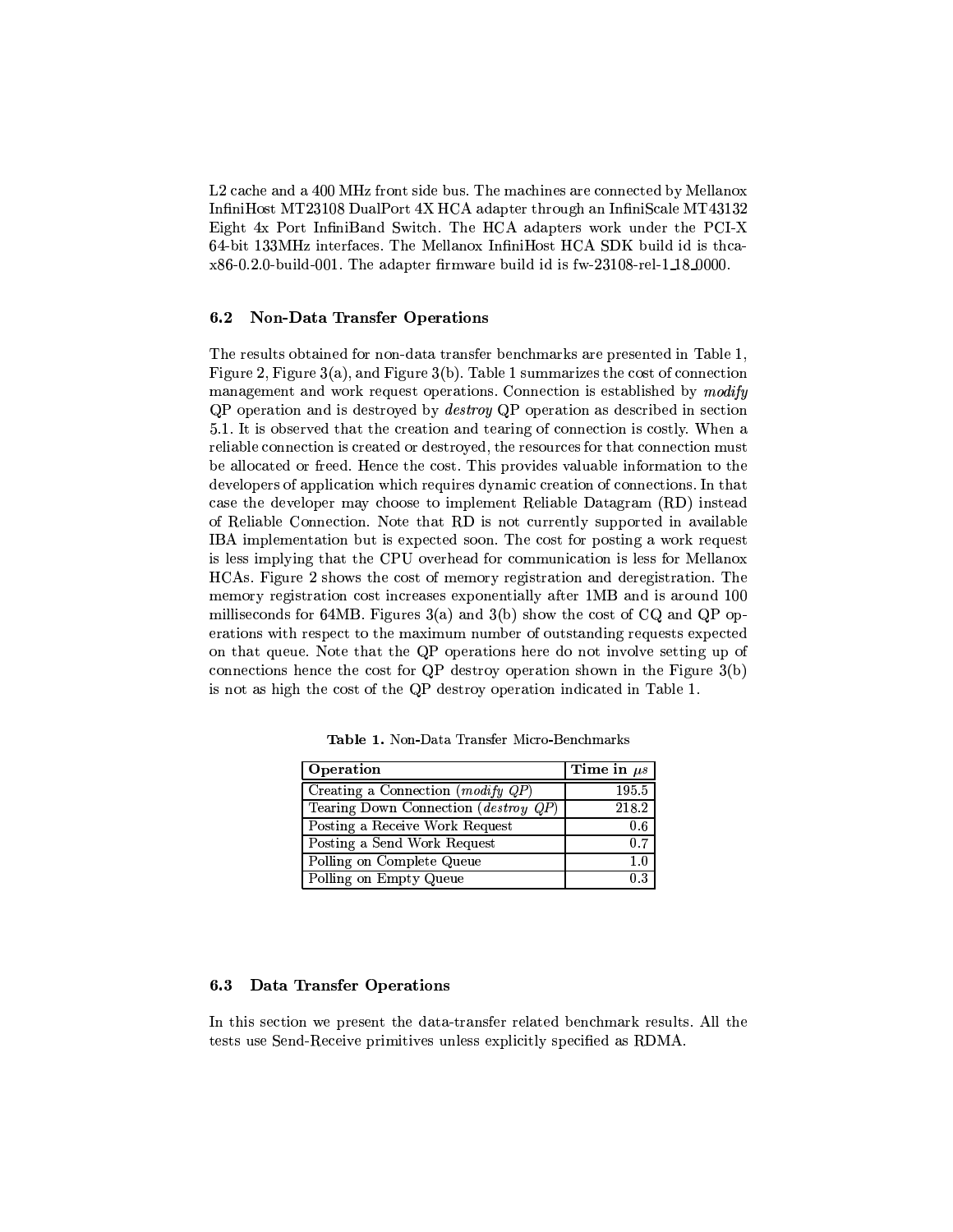L2 cache and a 400 MHz front side bus. The machines are connected by Mellanox InfiniHost MT23108 DualPort 4X HCA adapter through an InfiniScale MT43132 Eight 4x Port InfiniBand Switch. The HCA adapters work under the PCI-X 64-bit 133MHz interfaces. The Mellanox InfiniHost HCA SDK build id is thca-x86-0.2.0-build-001. The adapter firmware build id is fw-23108-rel-1_18_0000.

### 6.2 Non-Data Transfer Operations

The results obtained for non-data transfer benchmarks are presented in Table 1, Figure 2, Figure 3(a), and Figure 3(b). Table 1 summarizes the cost of connection management and work request operations. Connection is established by *modify* QP operation and is destroyed by *destroy* QP operation as described in section 5.1. It is observed that the creation and tearing of connection is costly. When a reliable connection is created or destroyed, the resources for that connection must be allocated or freed. Hence the cost. This provides valuable information to the developers of application which requires dynamic creation of connections. In that case the developer may choose to implement Reliable Datagram (RD) instead of Reliable Connection. Note that RD is not currently supported in available IBA implementation but is expected soon. The cost for posting a work request is less implying that the CPU overhead for communication is less for Mellanox HCAs. Figure 2 shows the cost of memory registration and deregistration. The memory registration cost increases exponentially after 1MB and is around 100 milliseconds for 64MB. Figures 3(a) and 3(b) show the cost of CQ and QP operations with respect to the maximum number of outstanding requests expected on that queue. Note that the QP operations here do not involve setting up of connections hence the cost for QP destroy operation shown in the Figure 3(b) is not as high the cost of the QP destroy operation indicated in Table 1.

**Table 1.** Non-Data Transfer Micro-Benchmarks

| Operation | Time in $\mu s$ |
|---|---|
| Creating a Connection (*modify QP*) | 195.5 |
| Tearing Down Connection (*destroy QP*) | 218.2 |
| Posting a Receive Work Request | 0.6 |
| Posting a Send Work Request | 0.7 |
| Polling on Complete Queue | 1.0 |
| Polling on Empty Queue | 0.3 |

### 6.3 Data Transfer Operations

In this section we present the data-transfer related benchmark results. All the tests use Send-Receive primitives unless explicitly specified as RDMA.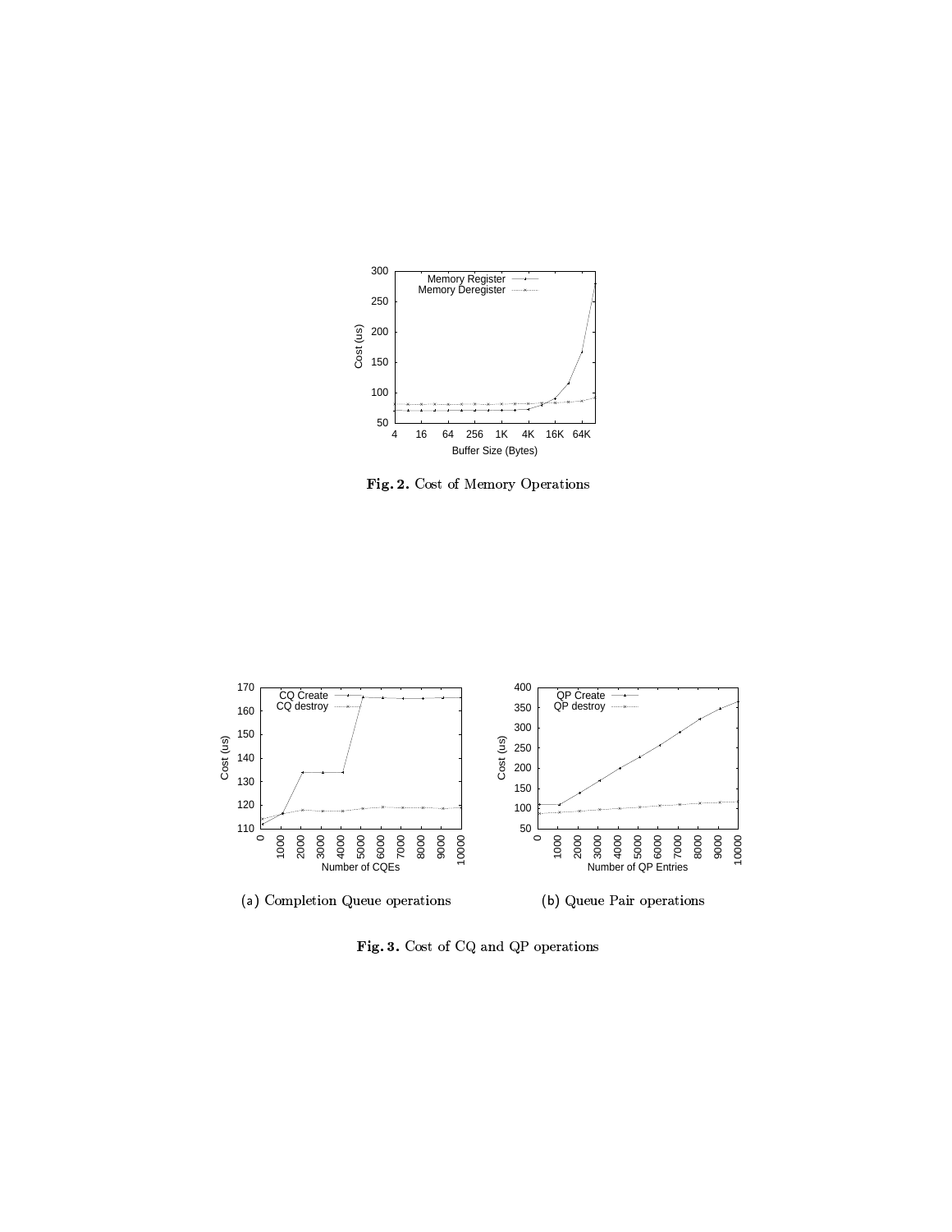**Fig. 2.** Cost of Memory Operations

(a) Completion Queue operations

(b) Queue Pair operations

**Fig. 3.** Cost of CQ and QP operations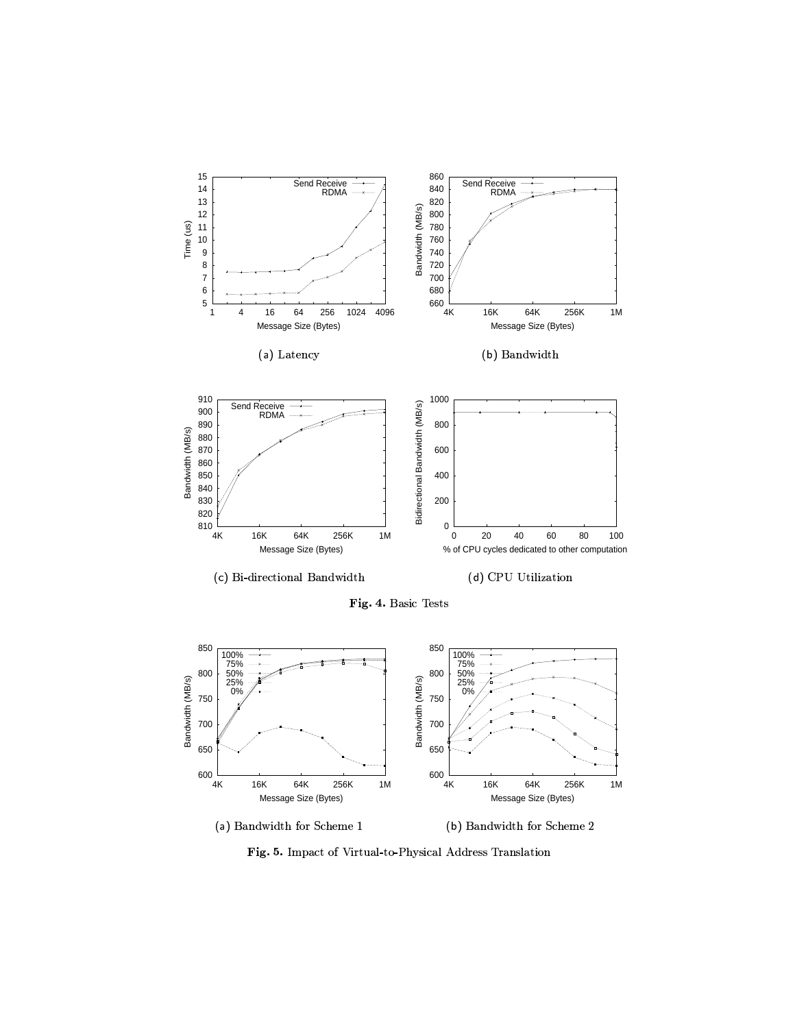(a) Latency

(b) Bandwidth

(c) Bi-directional Bandwidth

(d) CPU Utilization

**Fig. 4.** Basic Tests

(a) Bandwidth for Scheme 1

(b) Bandwidth for Scheme 2

**Fig. 5.** Impact of Virtual-to-Physical Address Translation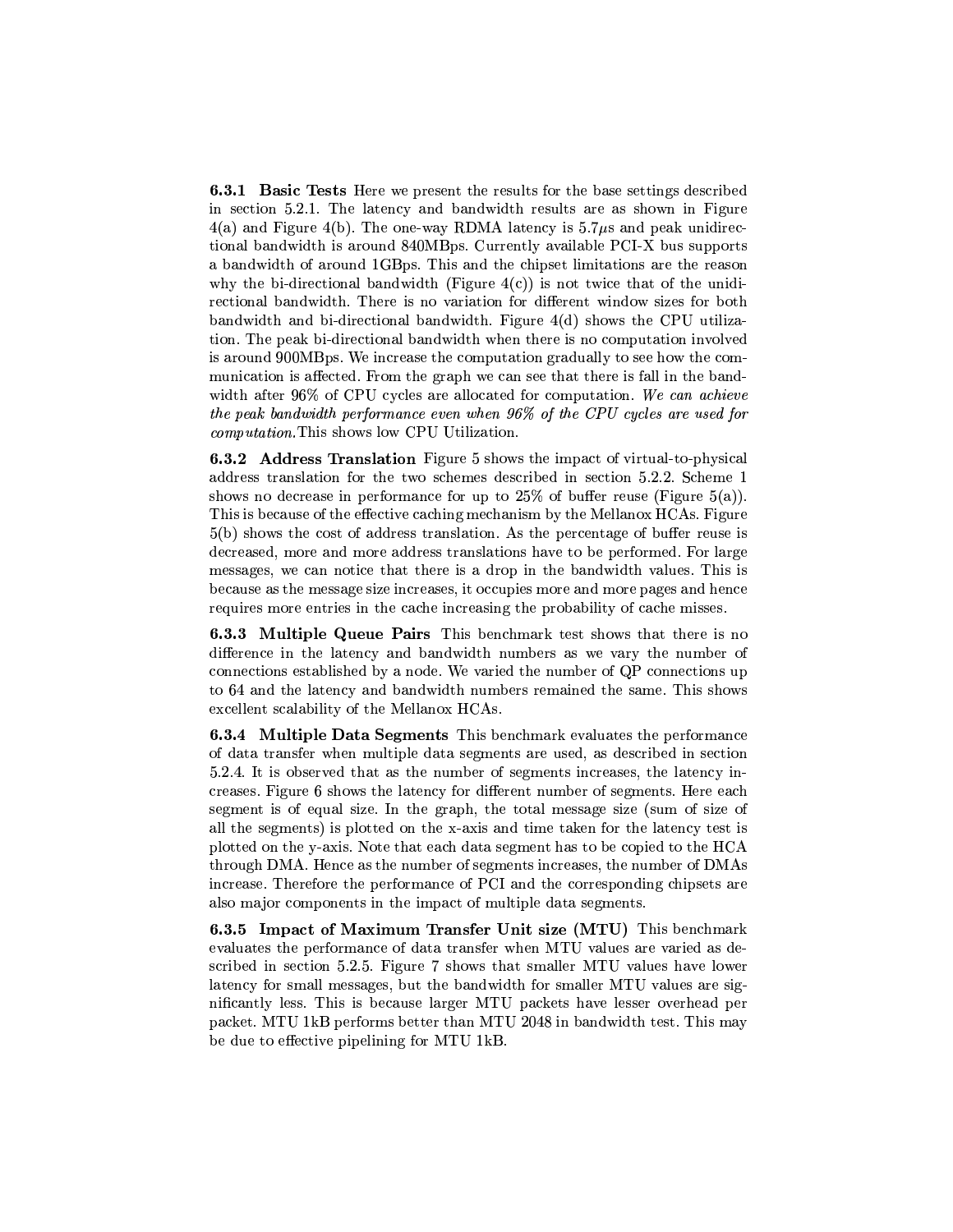**6.3.1 Basic Tests** Here we present the results for the base settings described in section 5.2.1. The latency and bandwidth results are as shown in Figure 4(a) and Figure 4(b). The one-way RDMA latency is 5.7$\mu$s and peak unidirectional bandwidth is around 840MBps. Currently available PCI-X bus supports a bandwidth of around 1GBps. This and the chipset limitations are the reason why the bi-directional bandwidth (Figure 4(c)) is not twice that of the unidirectional bandwidth. There is no variation for different window sizes for both bandwidth and bi-directional bandwidth. Figure 4(d) shows the CPU utilization. The peak bi-directional bandwidth when there is no computation involved is around 900MBps. We increase the computation gradually to see how the communication is affected. From the graph we can see that there is fall in the bandwidth after 96% of CPU cycles are allocated for computation. *We can achieve the peak bandwidth performance even when 96% of the CPU cycles are used for computation.* This shows low CPU Utilization.

**6.3.2 Address Translation** Figure 5 shows the impact of virtual-to-physical address translation for the two schemes described in section 5.2.2. Scheme 1 shows no decrease in performance for up to 25% of buffer reuse (Figure 5(a)). This is because of the effective caching mechanism by the Mellanox HCAs. Figure 5(b) shows the cost of address translation. As the percentage of buffer reuse is decreased, more and more address translations have to be performed. For large messages, we can notice that there is a drop in the bandwidth values. This is because as the message size increases, it occupies more and more pages and hence requires more entries in the cache increasing the probability of cache misses.

**6.3.3 Multiple Queue Pairs** This benchmark test shows that there is no difference in the latency and bandwidth numbers as we vary the number of connections established by a node. We varied the number of QP connections up to 64 and the latency and bandwidth numbers remained the same. This shows excellent scalability of the Mellanox HCAs.

**6.3.4 Multiple Data Segments** This benchmark evaluates the performance of data transfer when multiple data segments are used, as described in section 5.2.4. It is observed that as the number of segments increases, the latency increases. Figure 6 shows the latency for different number of segments. Here each segment is of equal size. In the graph, the total message size (sum of size of all the segments) is plotted on the x-axis and time taken for the latency test is plotted on the y-axis. Note that each data segment has to be copied to the HCA through DMA. Hence as the number of segments increases, the number of DMAs increase. Therefore the performance of PCI and the corresponding chipsets are also major components in the impact of multiple data segments.

**6.3.5 Impact of Maximum Transfer Unit size (MTU)** This benchmark evaluates the performance of data transfer when MTU values are varied as described in section 5.2.5. Figure 7 shows that smaller MTU values have lower latency for small messages, but the bandwidth for smaller MTU values are significantly less. This is because larger MTU packets have lesser overhead per packet. MTU 1kB performs better than MTU 2048 in bandwidth test. This may be due to effective pipelining for MTU 1kB.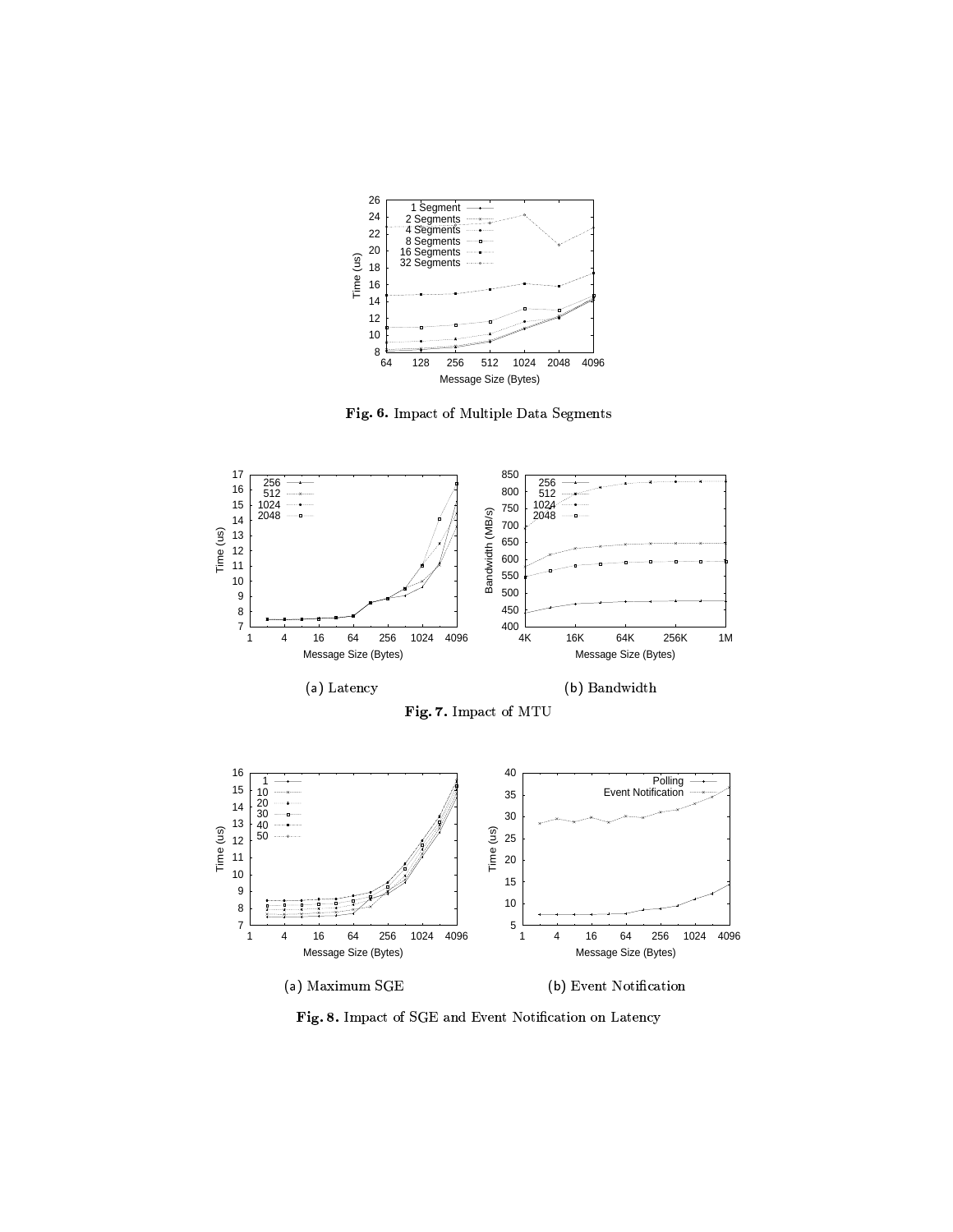**Fig. 6.** Impact of Multiple Data Segments

(a) Latency

(b) Bandwidth

**Fig. 7.** Impact of MTU

(a) Maximum SGE

(b) Event Notification

**Fig. 8.** Impact of SGE and Event Notification on Latency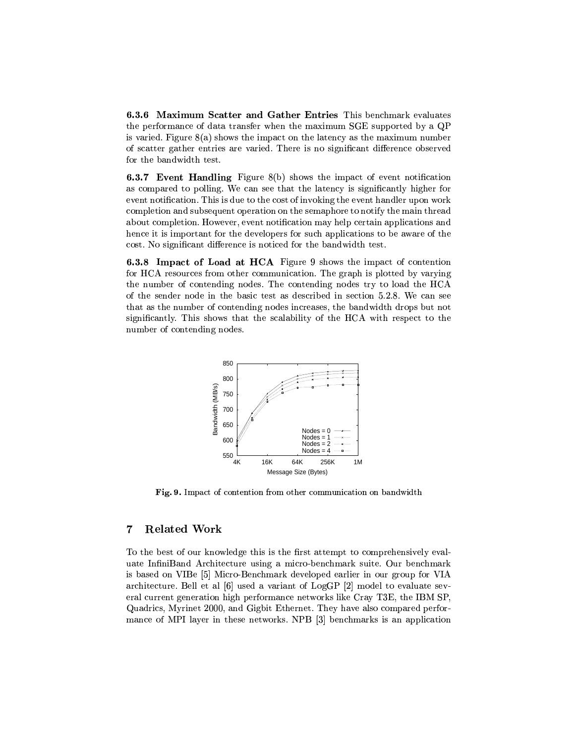**6.3.6 Maximum Scatter and Gather Entries** This benchmark evaluates the performance of data transfer when the maximum SGE supported by a QP is varied. Figure 8(a) shows the impact on the latency as the maximum number of scatter gather entries are varied. There is no significant difference observed for the bandwidth test.

**6.3.7 Event Handling** Figure 8(b) shows the impact of event notification as compared to polling. We can see that the latency is significantly higher for event notification. This is due to the cost of invoking the event handler upon work completion and subsequent operation on the semaphore to notify the main thread about completion. However, event notification may help certain applications and hence it is important for the developers for such applications to be aware of the cost. No significant difference is noticed for the bandwidth test.

**6.3.8 Impact of Load at HCA** Figure 9 shows the impact of contention for HCA resources from other communication. The graph is plotted by varying the number of contending nodes. The contending nodes try to load the HCA of the sender node in the basic test as described in section 5.2.8. We can see that as the number of contending nodes increases, the bandwidth drops but not significantly. This shows that the scalability of the HCA with respect to the number of contending nodes.

**Fig. 9.** Impact of contention from other communication on bandwidth

## 7 Related Work

To the best of our knowledge this is the first attempt to comprehensively evaluate InfiniBand Architecture using a micro-benchmark suite. Our benchmark is based on VIBe [5] Micro-Benchmark developed earlier in our group for VIA architecture. Bell et al [6] used a variant of LogGP [2] model to evaluate several current generation high performance networks like Cray T3E, the IBM SP, Quadrics, Myrinet 2000, and Gigbit Ethernet. They have also compared performance of MPI layer in these networks. NPB [3] benchmarks is an application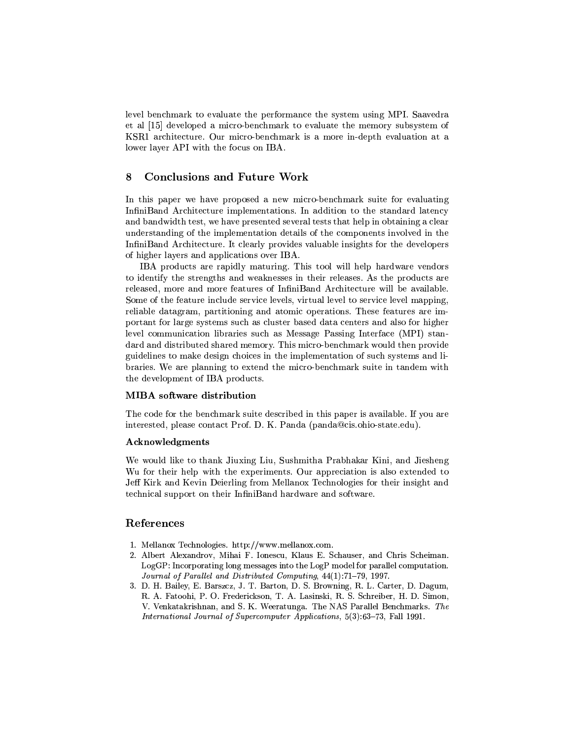level benchmark to evaluate the performance the system using MPI. Saavedra et al [15] developed a micro-benchmark to evaluate the memory subsystem of KSR1 architecture. Our micro-benchmark is a more in-depth evaluation at a lower layer API with the focus on IBA.

## 8 Conclusions and Future Work

In this paper we have proposed a new micro-benchmark suite for evaluating InfiniBand Architecture implementations. In addition to the standard latency and bandwidth test, we have presented several tests that help in obtaining a clear understanding of the implementation details of the components involved in the InfiniBand Architecture. It clearly provides valuable insights for the developers of higher layers and applications over IBA.

IBA products are rapidly maturing. This tool will help hardware vendors to identify the strengths and weaknesses in their releases. As the products are released, more and more features of InfiniBand Architecture will be available. Some of the feature include service levels, virtual level to service level mapping, reliable datagram, partitioning and atomic operations. These features are important for large systems such as cluster based data centers and also for higher level communication libraries such as Message Passing Interface (MPI) standard and distributed shared memory. This micro-benchmark would then provide guidelines to make design choices in the implementation of such systems and libraries. We are planning to extend the micro-benchmark suite in tandem with the development of IBA products.

### MIBA software distribution

The code for the benchmark suite described in this paper is available. If you are interested, please contact Prof. D. K. Panda (panda@cis.ohio-state.edu).

### Acknowledgments

We would like to thank Jiuxing Liu, Sushmitha Prabhakar Kini, and Jiesheng Wu for their help with the experiments. Our appreciation is also extended to Jeff Kirk and Kevin Deierling from Mellanox Technologies for their insight and technical support on their InfiniBand hardware and software.

## References

1. Mellanox Technologies. http://www.mellanox.com.
2. Albert Alexandrov, Mihai F. Ionescu, Klaus E. Schauser, and Chris Scheiman. LogGP: Incorporating long messages into the LogP model for parallel computation. *Journal of Parallel and Distributed Computing*, 44(1):71–79, 1997.
3. D. H. Bailey, E. Barszcz, J. T. Barton, D. S. Browning, R. L. Carter, D. Dagum, R. A. Fatoohi, P. O. Frederickson, T. A. Lasinski, R. S. Schreiber, H. D. Simon, V. Venkatakrishnan, and S. K. Weeratunga. The NAS Parallel Benchmarks. *The International Journal of Supercomputer Applications*, 5(3):63–73, Fall 1991.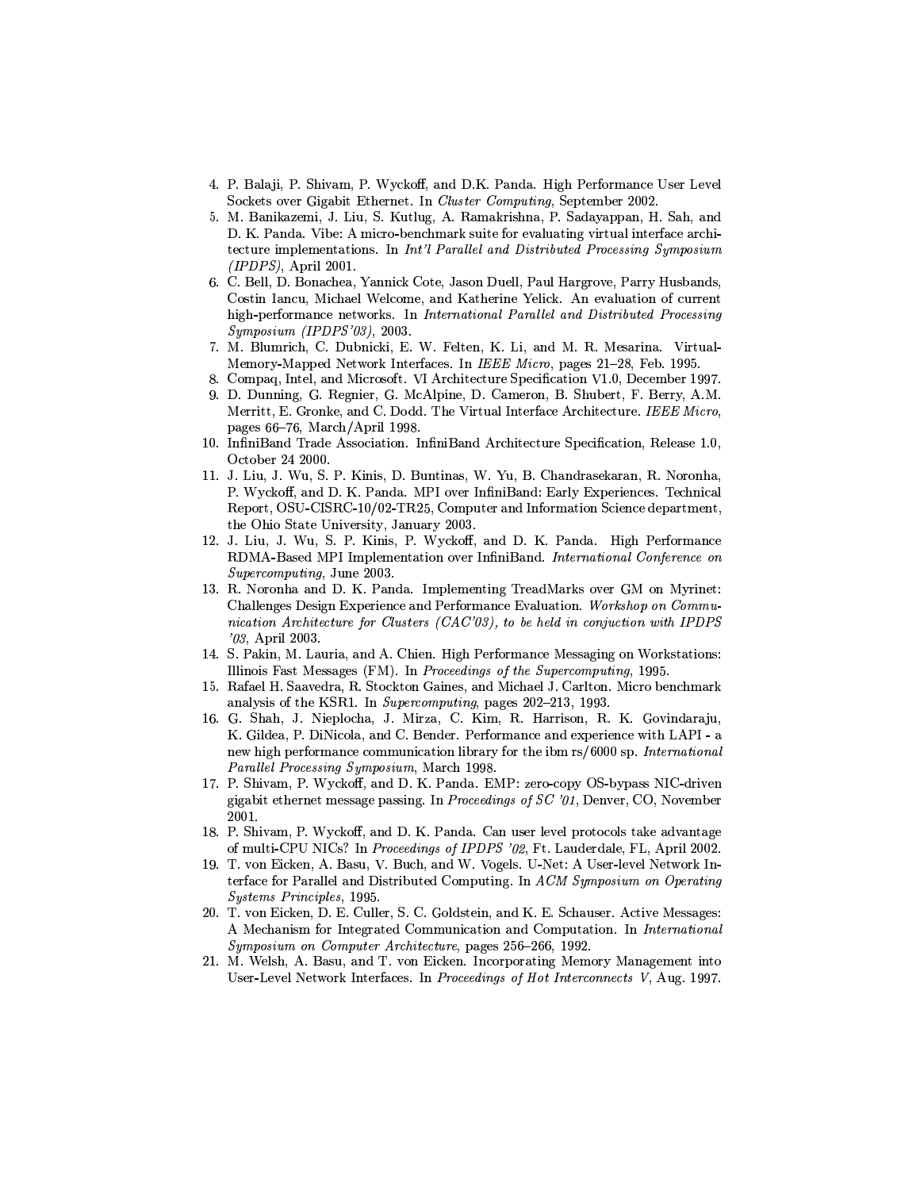4. P. Balaji, P. Shivam, P. Wyckoff, and D.K. Panda. High Performance User Level Sockets over Gigabit Ethernet. In *Cluster Computing*, September 2002.
5. M. Banikazemi, J. Liu, S. Kutlug, A. Ramakrishna, P. Sadayappan, H. Sah, and D. K. Panda. Vibe: A micro-benchmark suite for evaluating virtual interface architecture implementations. In *Int'l Parallel and Distributed Processing Symposium (IPDPS)*, April 2001.
6. C. Bell, D. Bonachea, Yannick Cote, Jason Duell, Paul Hargrove, Parry Husbands, Costin Iancu, Michael Welcome, and Katherine Yelick. An evaluation of current high-performance networks. In *International Parallel and Distributed Processing Symposium (IPDPS'03)*, 2003.
7. M. Blumrich, C. Dubnicki, E. W. Felten, K. Li, and M. R. Mesarina. Virtual-Memory-Mapped Network Interfaces. In *IEEE Micro*, pages 21–28, Feb. 1995.
8. Compaq, Intel, and Microsoft. VI Architecture Specification V1.0, December 1997.
9. D. Dunning, G. Regnier, G. McAlpine, D. Cameron, B. Shubert, F. Berry, A.M. Merritt, E. Gronke, and C. Dodd. The Virtual Interface Architecture. *IEEE Micro*, pages 66–76, March/April 1998.
10. InfiniBand Trade Association. InfiniBand Architecture Specification, Release 1.0, October 24 2000.
11. J. Liu, J. Wu, S. P. Kinis, D. Buntinas, W. Yu, B. Chandrasekaran, R. Noronha, P. Wyckoff, and D. K. Panda. MPI over InfiniBand: Early Experiences. Technical Report, OSU-CISRC-10/02-TR25, Computer and Information Science department, the Ohio State University, January 2003.
12. J. Liu, J. Wu, S. P. Kinis, P. Wyckoff, and D. K. Panda. High Performance RDMA-Based MPI Implementation over InfiniBand. *International Conference on Supercomputing*, June 2003.
13. R. Noronha and D. K. Panda. Implementing TreadMarks over GM on Myrinet: Challenges Design Experience and Performance Evaluation. *Workshop on Communication Architecture for Clusters (CAC'03), to be held in conjuction with IPDPS '03*, April 2003.
14. S. Pakin, M. Lauria, and A. Chien. High Performance Messaging on Workstations: Illinois Fast Messages (FM). In *Proceedings of the Supercomputing*, 1995.
15. Rafael H. Saavedra, R. Stockton Gaines, and Michael J. Carlton. Micro benchmark analysis of the KSR1. In *Supercomputing*, pages 202–213, 1993.
16. G. Shah, J. Nieplocha, J. Mirza, C. Kim, R. Harrison, R. K. Govindaraju, K. Gildea, P. DiNicola, and C. Bender. Performance and experience with LAPI - a new high performance communication library for the ibm rs/6000 sp. *International Parallel Processing Symposium*, March 1998.
17. P. Shivam, P. Wyckoff, and D. K. Panda. EMP: zero-copy OS-bypass NIC-driven gigabit ethernet message passing. In *Proceedings of SC '01*, Denver, CO, November 2001.
18. P. Shivam, P. Wyckoff, and D. K. Panda. Can user level protocols take advantage of multi-CPU NICs? In *Proceedings of IPDPS '02*, Ft. Lauderdale, FL, April 2002.
19. T. von Eicken, A. Basu, V. Buch, and W. Vogels. U-Net: A User-level Network Interface for Parallel and Distributed Computing. In *ACM Symposium on Operating Systems Principles*, 1995.
20. T. von Eicken, D. E. Culler, S. C. Goldstein, and K. E. Schauser. Active Messages: A Mechanism for Integrated Communication and Computation. In *International Symposium on Computer Architecture*, pages 256–266, 1992.
21. M. Welsh, A. Basu, and T. von Eicken. Incorporating Memory Management into User-Level Network Interfaces. In *Proceedings of Hot Interconnects V*, Aug. 1997.